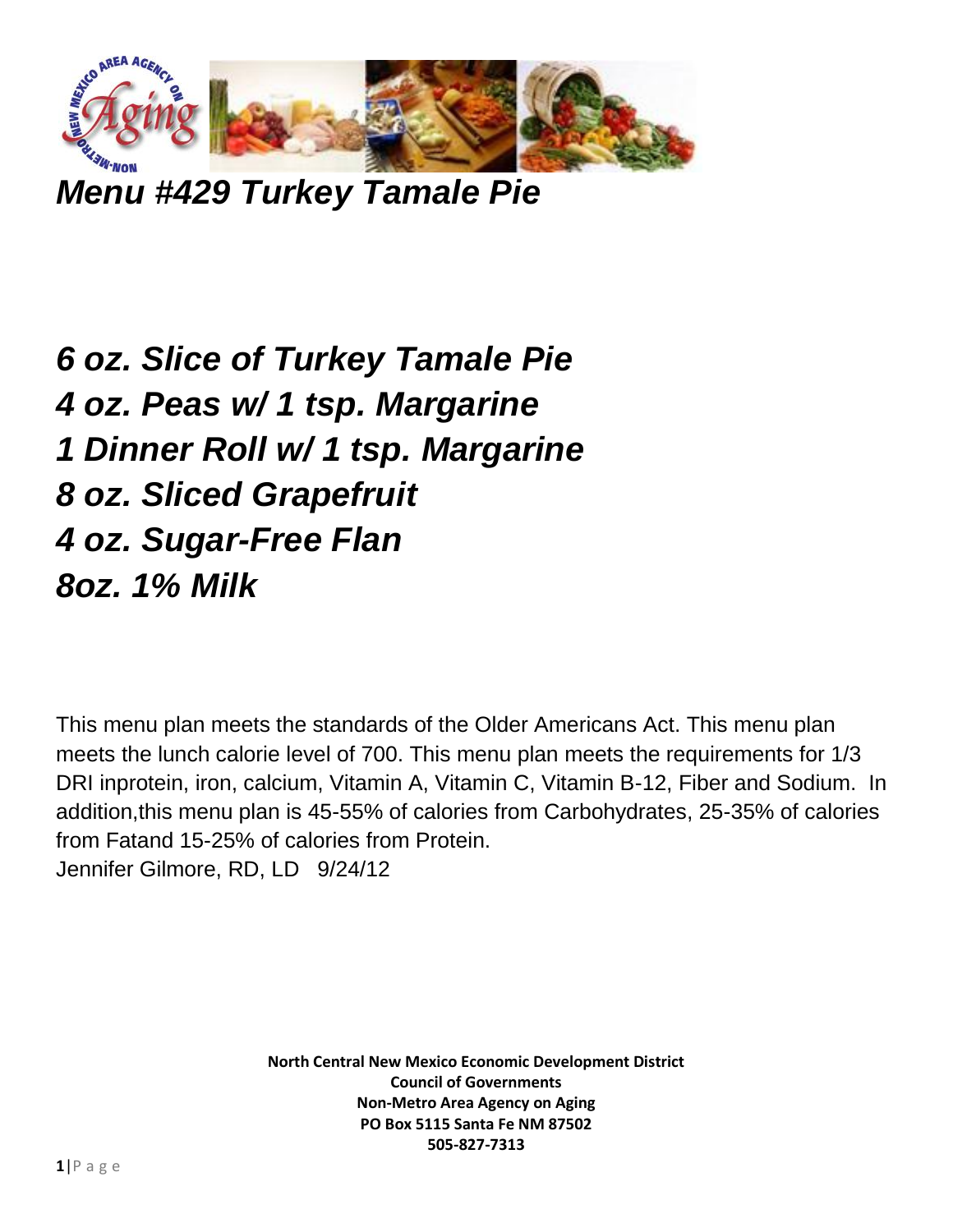# *Menu #429 Turkey Tamale Pie*

## *6 oz. Slice of Turkey Tamale Pie*
## *4 oz. Peas w/ 1 tsp. Margarine*
## *1 Dinner Roll w/ 1 tsp. Margarine*
## *8 oz. Sliced Grapefruit*
## *4 oz. Sugar-Free Flan*
## *8oz. 1% Milk*

This menu plan meets the standards of the Older Americans Act. This menu plan meets the lunch calorie level of 700. This menu plan meets the requirements for 1/3 DRI inprotein, iron, calcium, Vitamin A, Vitamin C, Vitamin B-12, Fiber and Sodium. In addition,this menu plan is 45-55% of calories from Carbohydrates, 25-35% of calories from Fatand 15-25% of calories from Protein.
Jennifer Gilmore, RD, LD 9/24/12

**North Central New Mexico Economic Development District**
**Council of Governments**
**Non-Metro Area Agency on Aging**
**PO Box 5115 Santa Fe NM 87502**
**505-827-7313**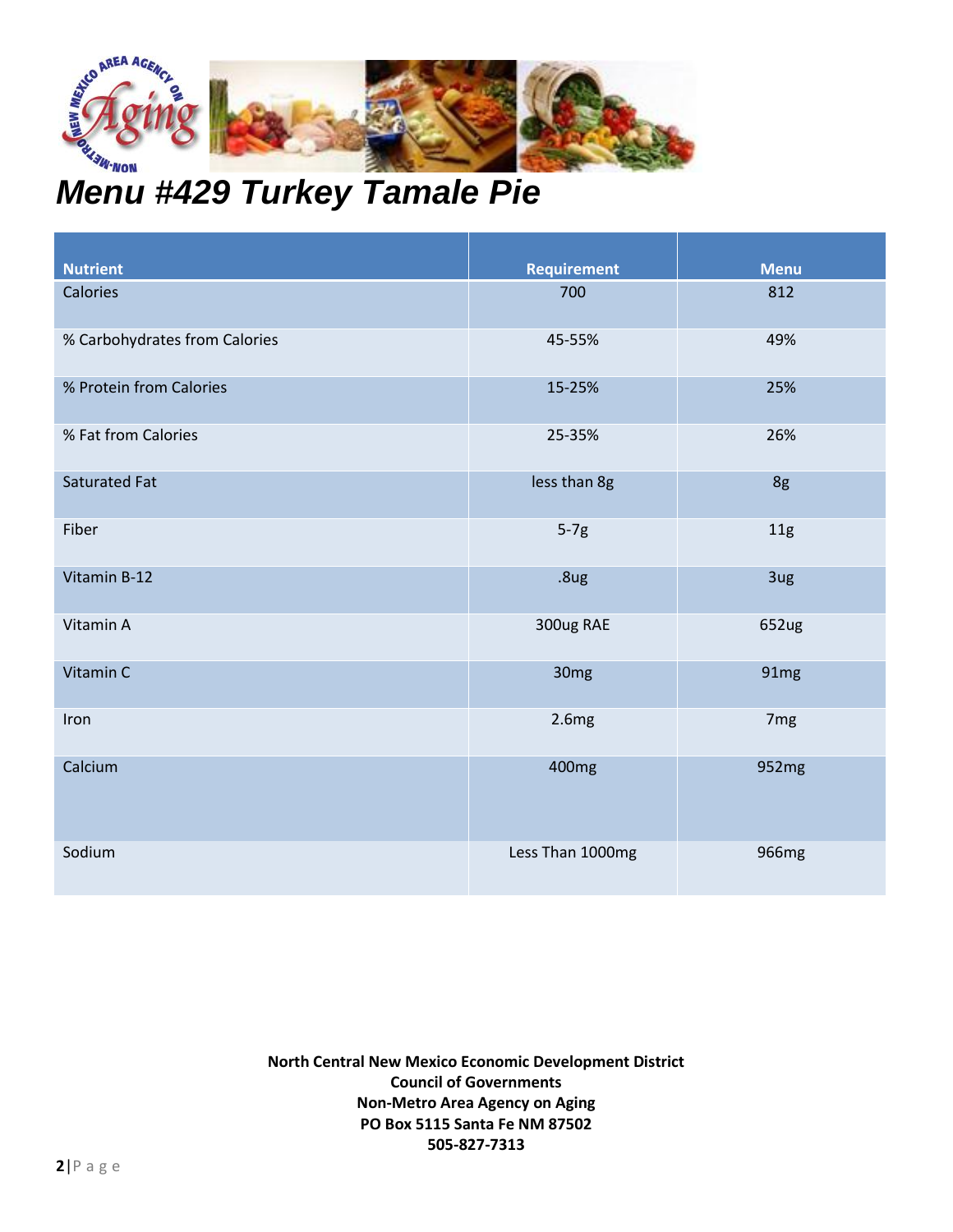# *Menu #429 Turkey Tamale Pie*

| Nutrient | Requirement | Menu |
|---|---|---|
| Calories | 700 | 812 |
| % Carbohydrates from Calories | 45-55% | 49% |
| % Protein from Calories | 15-25% | 25% |
| % Fat from Calories | 25-35% | 26% |
| Saturated Fat | less than 8g | 8g |
| Fiber | 5-7g | 11g |
| Vitamin B-12 | .8ug | 3ug |
| Vitamin A | 300ug RAE | 652ug |
| Vitamin C | 30mg | 91mg |
| Iron | 2.6mg | 7mg |
| Calcium | 400mg | 952mg |
| Sodium | Less Than 1000mg | 966mg |

**North Central New Mexico Economic Development District**
**Council of Governments**
**Non-Metro Area Agency on Aging**
**PO Box 5115 Santa Fe NM 87502**
**505-827-7313**